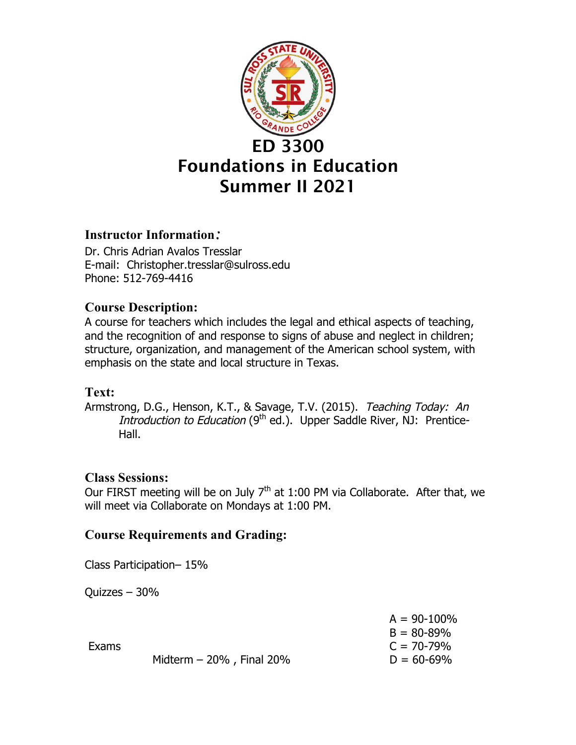# ED 3300
# Foundations in Education
# Summer II 2021

### Instructor Information:

Dr. Chris Adrian Avalos Tresslar
E-mail: Christopher.tresslar@sulross.edu
Phone: 512-769-4416

### Course Description:

A course for teachers which includes the legal and ethical aspects of teaching, and the recognition of and response to signs of abuse and neglect in children; structure, organization, and management of the American school system, with emphasis on the state and local structure in Texas.

### Text:

Armstrong, D.G., Henson, K.T., & Savage, T.V. (2015). *Teaching Today: An Introduction to Education* (9th ed.). Upper Saddle River, NJ: Prentice-Hall.

### Class Sessions:

Our FIRST meeting will be on July 7th at 1:00 PM via Collaborate. After that, we will meet via Collaborate on Mondays at 1:00 PM.

### Course Requirements and Grading:

Class Participation– 15%

Quizzes – 30%

Exams

Midterm – 20% , Final 20%

A = 90-100%
B = 80-89%
C = 70-79%
D = 60-69%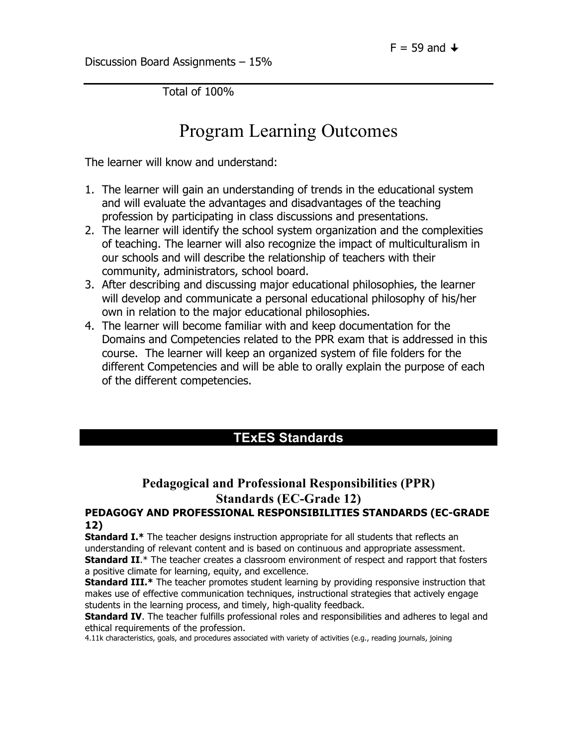F = 59 and ↓

Discussion Board Assignments – 15%

---

Total of 100%

# Program Learning Outcomes

The learner will know and understand:

1. The learner will gain an understanding of trends in the educational system and will evaluate the advantages and disadvantages of the teaching profession by participating in class discussions and presentations.
2. The learner will identify the school system organization and the complexities of teaching. The learner will also recognize the impact of multiculturalism in our schools and will describe the relationship of teachers with their community, administrators, school board.
3. After describing and discussing major educational philosophies, the learner will develop and communicate a personal educational philosophy of his/her own in relation to the major educational philosophies.
4. The learner will become familiar with and keep documentation for the Domains and Competencies related to the PPR exam that is addressed in this course. The learner will keep an organized system of file folders for the different Competencies and will be able to orally explain the purpose of each of the different competencies.

## TExES Standards

### Pedagogical and Professional Responsibilities (PPR) Standards (EC-Grade 12)

**PEDAGOGY AND PROFESSIONAL RESPONSIBILITIES STANDARDS (EC-GRADE 12)**

**Standard I.*** The teacher designs instruction appropriate for all students that reflects an understanding of relevant content and is based on continuous and appropriate assessment.

**Standard II**.* The teacher creates a classroom environment of respect and rapport that fosters a positive climate for learning, equity, and excellence.

**Standard III.*** The teacher promotes student learning by providing responsive instruction that makes use of effective communication techniques, instructional strategies that actively engage students in the learning process, and timely, high-quality feedback.

**Standard IV**. The teacher fulfills professional roles and responsibilities and adheres to legal and ethical requirements of the profession.

4.11k characteristics, goals, and procedures associated with variety of activities (e.g., reading journals, joining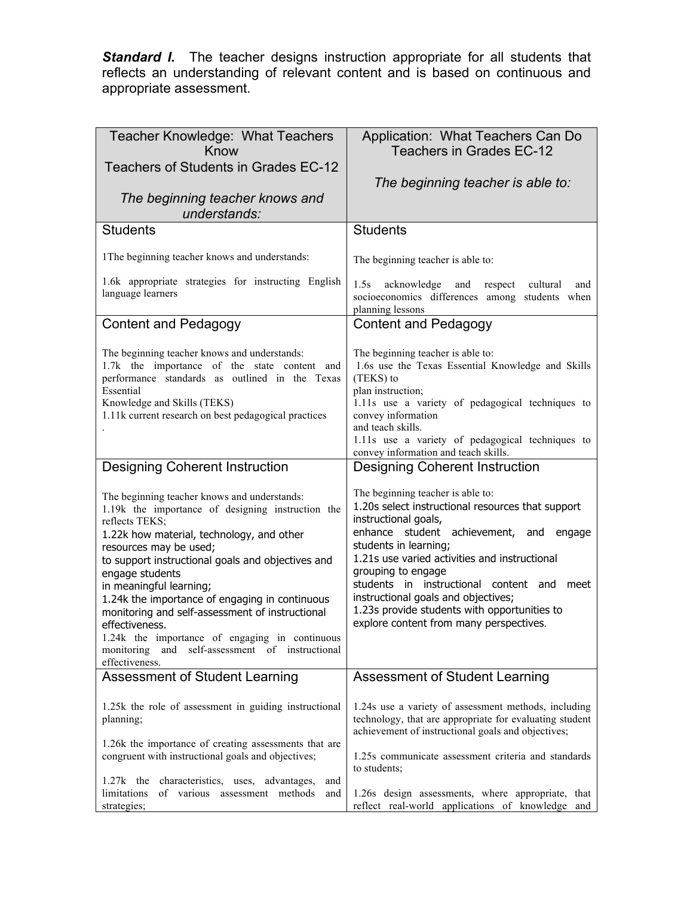***Standard I.*** The teacher designs instruction appropriate for all students that reflects an understanding of relevant content and is based on continuous and appropriate assessment.

| Teacher Knowledge: What Teachers Know<br>Teachers of Students in Grades EC-12<br><br>*The beginning teacher knows and understands:* | Application: What Teachers Can Do<br>Teachers in Grades EC-12<br><br>*The beginning teacher is able to:* |
|---|---|
| Students<br><br>1The beginning teacher knows and understands:<br><br>1.6k appropriate strategies for instructing English language learners | Students<br><br>The beginning teacher is able to:<br><br>1.5s acknowledge and respect cultural and socioeconomics differences among students when planning lessons |
| Content and Pedagogy<br><br>The beginning teacher knows and understands:<br>1.7k the importance of the state content and performance standards as outlined in the Texas Essential<br>Knowledge and Skills (TEKS)<br>1.11k current research on best pedagogical practices<br>. | Content and Pedagogy<br><br>The beginning teacher is able to:<br>1.6s use the Texas Essential Knowledge and Skills (TEKS) to<br>plan instruction;<br>1.11s use a variety of pedagogical techniques to convey information<br>and teach skills.<br>1.11s use a variety of pedagogical techniques to convey information and teach skills. |
| Designing Coherent Instruction<br><br>The beginning teacher knows and understands:<br>1.19k the importance of designing instruction the reflects TEKS;<br>1.22k how material, technology, and other resources may be used;<br>to support instructional goals and objectives and engage students<br>in meaningful learning;<br>1.24k the importance of engaging in continuous monitoring and self-assessment of instructional effectiveness.<br>1.24k the importance of engaging in continuous monitoring and self-assessment of instructional effectiveness. | Designing Coherent Instruction<br><br>The beginning teacher is able to:<br>1.20s select instructional resources that support instructional goals,<br>enhance student achievement, and engage students in learning;<br>1.21s use varied activities and instructional grouping to engage<br>students in instructional content and meet instructional goals and objectives;<br>1.23s provide students with opportunities to explore content from many perspectives. |
| Assessment of Student Learning<br><br>1.25k the role of assessment in guiding instructional planning;<br><br>1.26k the importance of creating assessments that are congruent with instructional goals and objectives;<br><br>1.27k the characteristics, uses, advantages, and limitations of various assessment methods and strategies; | Assessment of Student Learning<br><br>1.24s use a variety of assessment methods, including technology, that are appropriate for evaluating student achievement of instructional goals and objectives;<br><br>1.25s communicate assessment criteria and standards to students;<br><br>1.26s design assessments, where appropriate, that reflect real-world applications of knowledge and |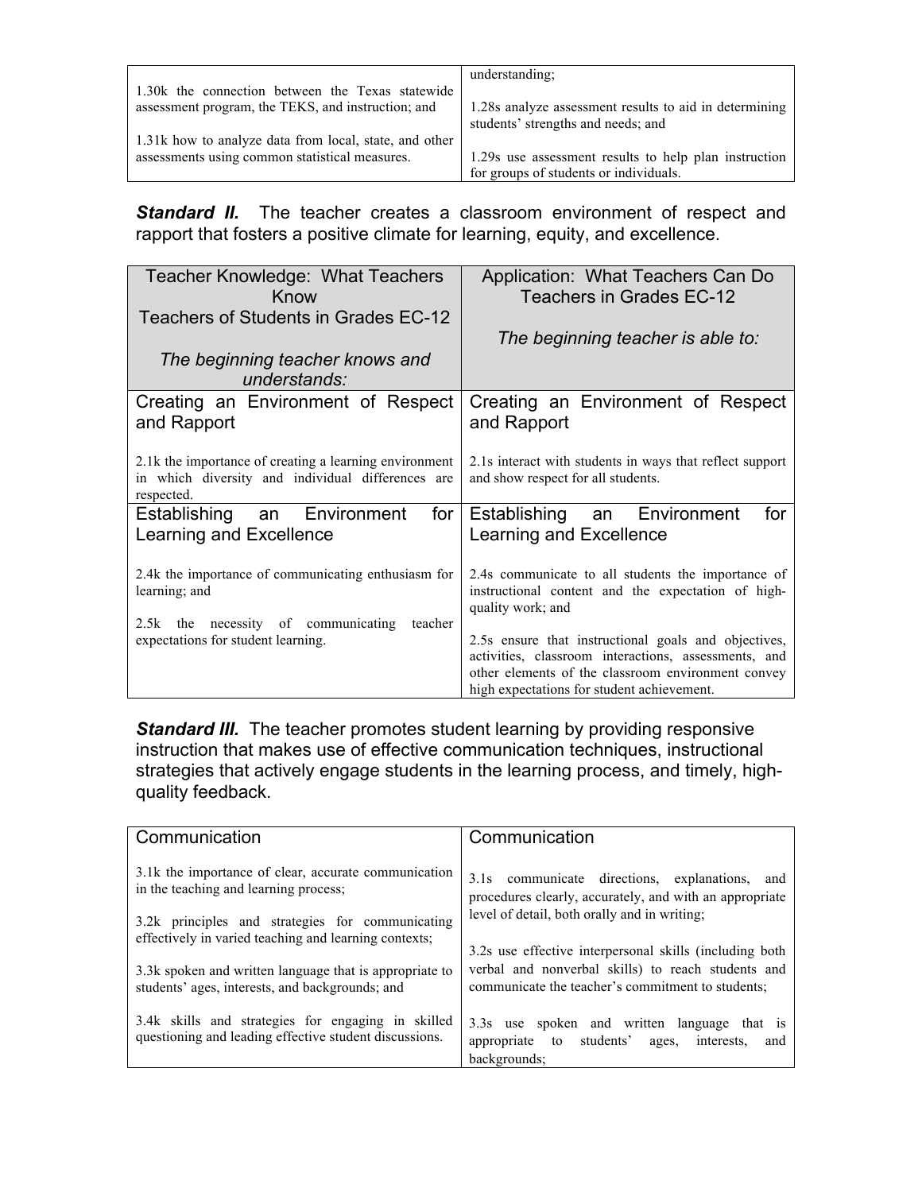| | |
|---|---|
| 1.30k the connection between the Texas statewide assessment program, the TEKS, and instruction; and<br><br>1.31k how to analyze data from local, state, and other assessments using common statistical measures. | understanding;<br><br>1.28s analyze assessment results to aid in determining students' strengths and needs; and<br><br>1.29s use assessment results to help plan instruction for groups of students or individuals. |

***Standard II.*** The teacher creates a classroom environment of respect and rapport that fosters a positive climate for learning, equity, and excellence.

| Teacher Knowledge: What Teachers Know<br>Teachers of Students in Grades EC-12<br><br>*The beginning teacher knows and understands:* | Application: What Teachers Can Do<br>Teachers in Grades EC-12<br><br>*The beginning teacher is able to:* |
|---|---|
| Creating an Environment of Respect and Rapport<br><br>2.1k the importance of creating a learning environment in which diversity and individual differences are respected. | Creating an Environment of Respect and Rapport<br><br>2.1s interact with students in ways that reflect support and show respect for all students. |
| Establishing an Environment for Learning and Excellence<br><br>2.4k the importance of communicating enthusiasm for learning; and<br><br>2.5k the necessity of communicating teacher expectations for student learning. | Establishing an Environment for Learning and Excellence<br><br>2.4s communicate to all students the importance of instructional content and the expectation of high-quality work; and<br><br>2.5s ensure that instructional goals and objectives, activities, classroom interactions, assessments, and other elements of the classroom environment convey high expectations for student achievement. |

***Standard III.*** The teacher promotes student learning by providing responsive instruction that makes use of effective communication techniques, instructional strategies that actively engage students in the learning process, and timely, high-quality feedback.

| Communication | Communication |
|---|---|
| 3.1k the importance of clear, accurate communication in the teaching and learning process;<br><br>3.2k principles and strategies for communicating effectively in varied teaching and learning contexts;<br><br>3.3k spoken and written language that is appropriate to students' ages, interests, and backgrounds; and<br><br>3.4k skills and strategies for engaging in skilled questioning and leading effective student discussions. | 3.1s communicate directions, explanations, and procedures clearly, accurately, and with an appropriate level of detail, both orally and in writing;<br><br>3.2s use effective interpersonal skills (including both verbal and nonverbal skills) to reach students and communicate the teacher's commitment to students;<br><br>3.3s use spoken and written language that is appropriate to students' ages, interests, and backgrounds; |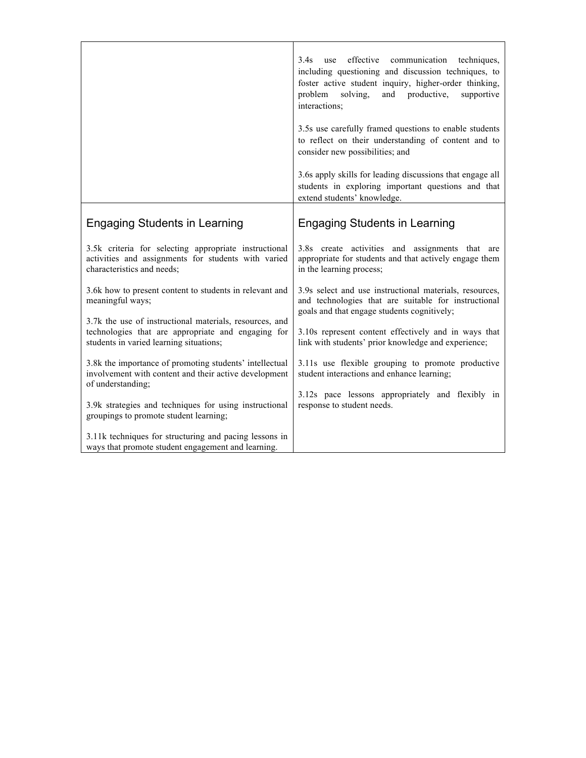| | |
|---|---|
| | 3.4s use effective communication techniques, including questioning and discussion techniques, to foster active student inquiry, higher-order thinking, problem solving, and productive, supportive interactions;<br><br>3.5s use carefully framed questions to enable students to reflect on their understanding of content and to consider new possibilities; and<br><br>3.6s apply skills for leading discussions that engage all students in exploring important questions and that extend students' knowledge. |
| **Engaging Students in Learning**<br><br>3.5k criteria for selecting appropriate instructional activities and assignments for students with varied characteristics and needs;<br><br>3.6k how to present content to students in relevant and meaningful ways;<br><br>3.7k the use of instructional materials, resources, and technologies that are appropriate and engaging for students in varied learning situations;<br><br>3.8k the importance of promoting students' intellectual involvement with content and their active development of understanding;<br><br>3.9k strategies and techniques for using instructional groupings to promote student learning;<br><br>3.11k techniques for structuring and pacing lessons in ways that promote student engagement and learning. | **Engaging Students in Learning**<br><br>3.8s create activities and assignments that are appropriate for students and that actively engage them in the learning process;<br><br>3.9s select and use instructional materials, resources, and technologies that are suitable for instructional goals and that engage students cognitively;<br><br>3.10s represent content effectively and in ways that link with students' prior knowledge and experience;<br><br>3.11s use flexible grouping to promote productive student interactions and enhance learning;<br><br>3.12s pace lessons appropriately and flexibly in response to student needs. |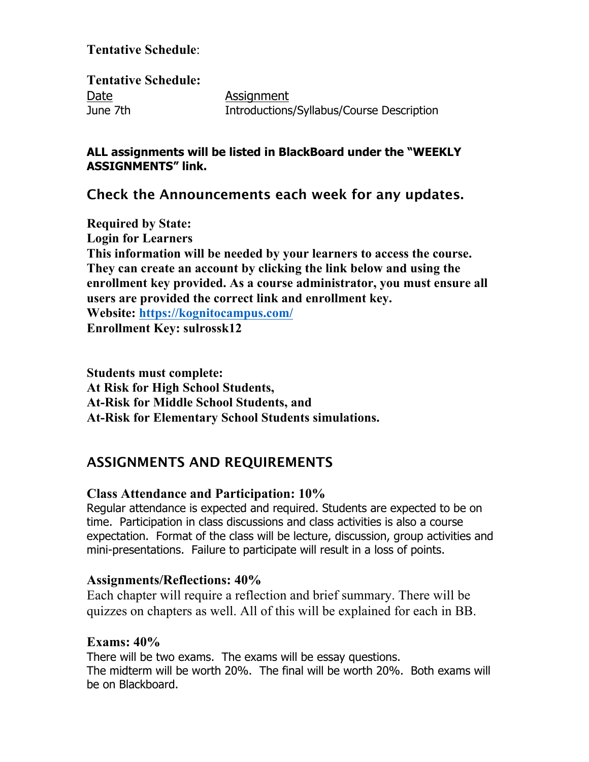**Tentative Schedule**:

**Tentative Schedule:**

| Date | Assignment |
|---|---|
| June 7th | Introductions/Syllabus/Course Description |

**ALL assignments will be listed in BlackBoard under the "WEEKLY ASSIGNMENTS" link.**

## Check the Announcements each week for any updates.

**Required by State:**
**Login for Learners**
**This information will be needed by your learners to access the course. They can create an account by clicking the link below and using the enrollment key provided. As a course administrator, you must ensure all users are provided the correct link and enrollment key.**
**Website: [https://kognitocampus.com/](https://kognitocampus.com/)**
**Enrollment Key: sulrossk12**

**Students must complete:**
**At Risk for High School Students,**
**At-Risk for Middle School Students, and**
**At-Risk for Elementary School Students simulations.**

## ASSIGNMENTS AND REQUIREMENTS

### Class Attendance and Participation: 10%

Regular attendance is expected and required. Students are expected to be on time. Participation in class discussions and class activities is also a course expectation. Format of the class will be lecture, discussion, group activities and mini-presentations. Failure to participate will result in a loss of points.

### Assignments/Reflections: 40%

Each chapter will require a reflection and brief summary. There will be quizzes on chapters as well. All of this will be explained for each in BB.

### Exams: 40%

There will be two exams. The exams will be essay questions.
The midterm will be worth 20%. The final will be worth 20%. Both exams will be on Blackboard.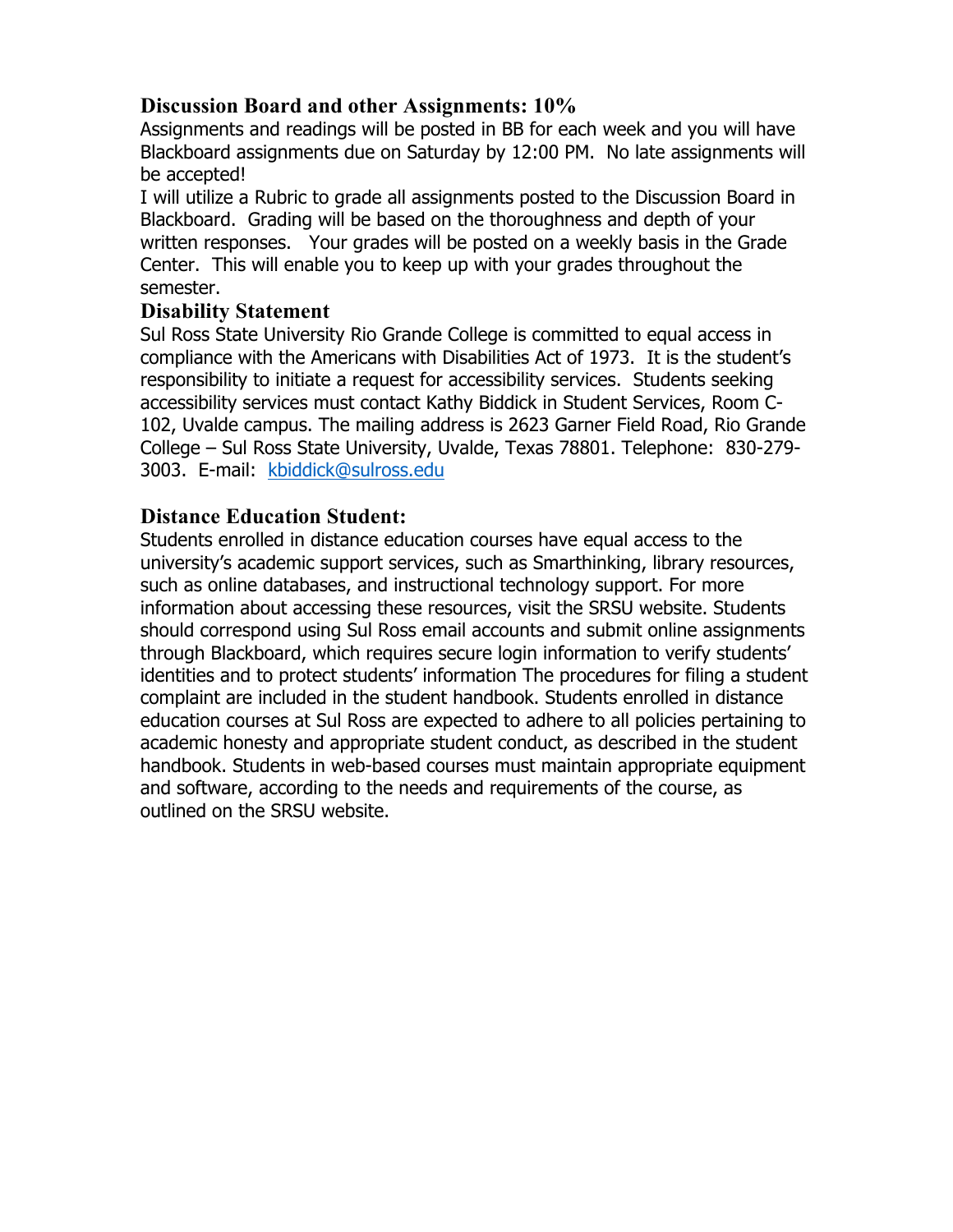### Discussion Board and other Assignments: 10%

Assignments and readings will be posted in BB for each week and you will have Blackboard assignments due on Saturday by 12:00 PM. No late assignments will be accepted!

I will utilize a Rubric to grade all assignments posted to the Discussion Board in Blackboard. Grading will be based on the thoroughness and depth of your written responses. Your grades will be posted on a weekly basis in the Grade Center. This will enable you to keep up with your grades throughout the semester.

### Disability Statement

Sul Ross State University Rio Grande College is committed to equal access in compliance with the Americans with Disabilities Act of 1973. It is the student's responsibility to initiate a request for accessibility services. Students seeking accessibility services must contact Kathy Biddick in Student Services, Room C-102, Uvalde campus. The mailing address is 2623 Garner Field Road, Rio Grande College – Sul Ross State University, Uvalde, Texas 78801. Telephone: 830-279-3003. E-mail: kbiddick@sulross.edu

### Distance Education Student:

Students enrolled in distance education courses have equal access to the university's academic support services, such as Smarthinking, library resources, such as online databases, and instructional technology support. For more information about accessing these resources, visit the SRSU website. Students should correspond using Sul Ross email accounts and submit online assignments through Blackboard, which requires secure login information to verify students' identities and to protect students' information The procedures for filing a student complaint are included in the student handbook. Students enrolled in distance education courses at Sul Ross are expected to adhere to all policies pertaining to academic honesty and appropriate student conduct, as described in the student handbook. Students in web-based courses must maintain appropriate equipment and software, according to the needs and requirements of the course, as outlined on the SRSU website.